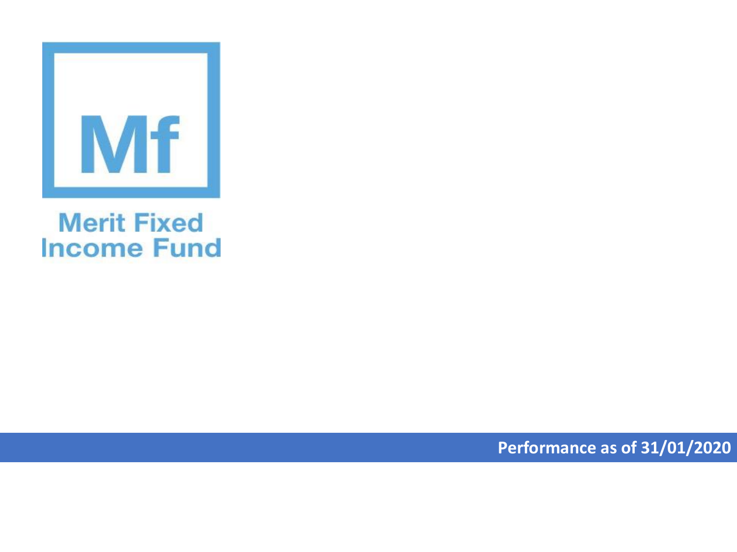Mf

# Merit Fixed Income Fund

**Performance as of 31/01/2020**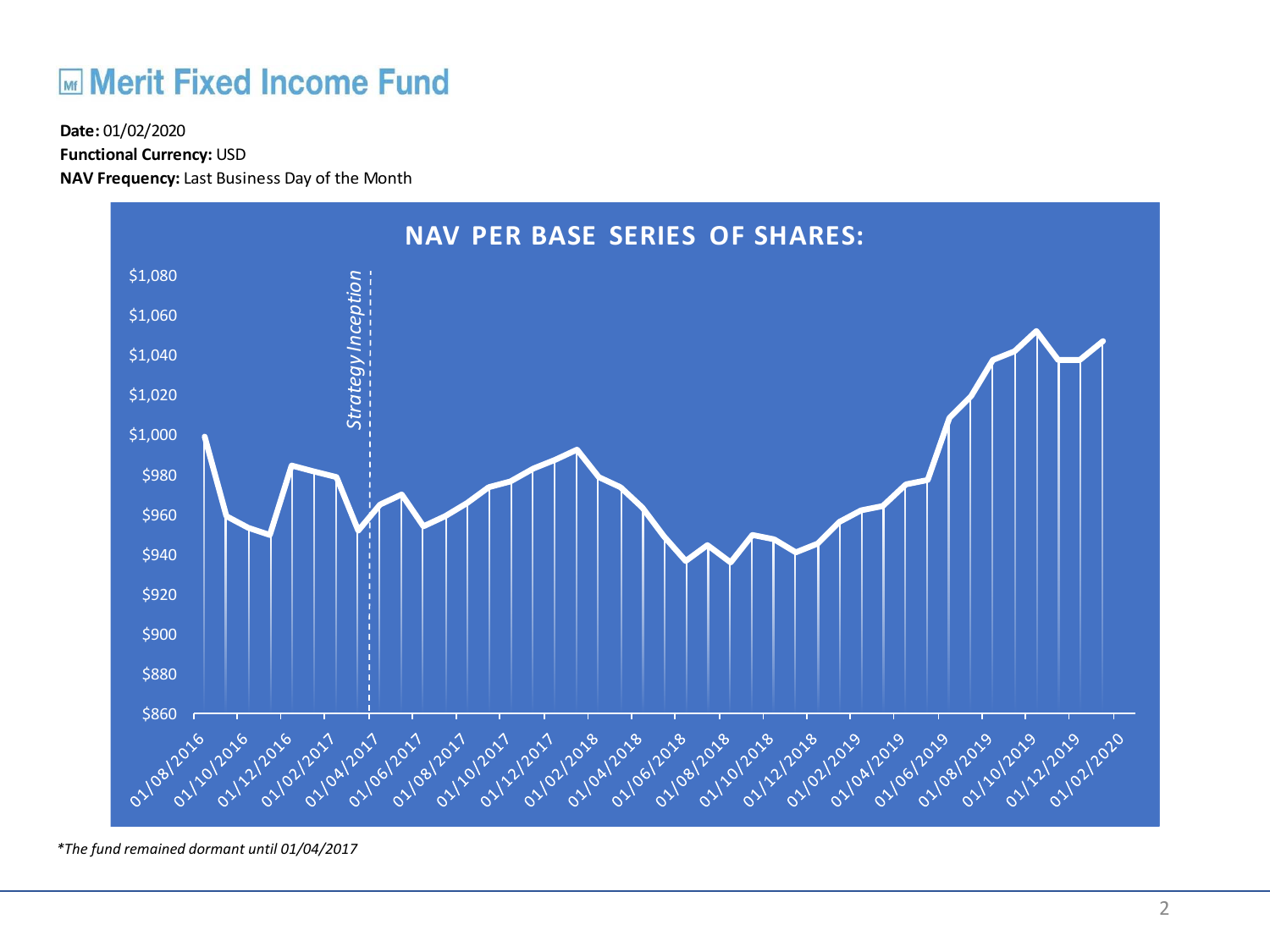# Merit Fixed Income Fund

**Date:** 01/02/2020
**Functional Currency:** USD
**NAV Frequency:** Last Business Day of the Month

**NAV PER BASE SERIES OF SHARES:**

*The fund remained dormant until 01/04/2017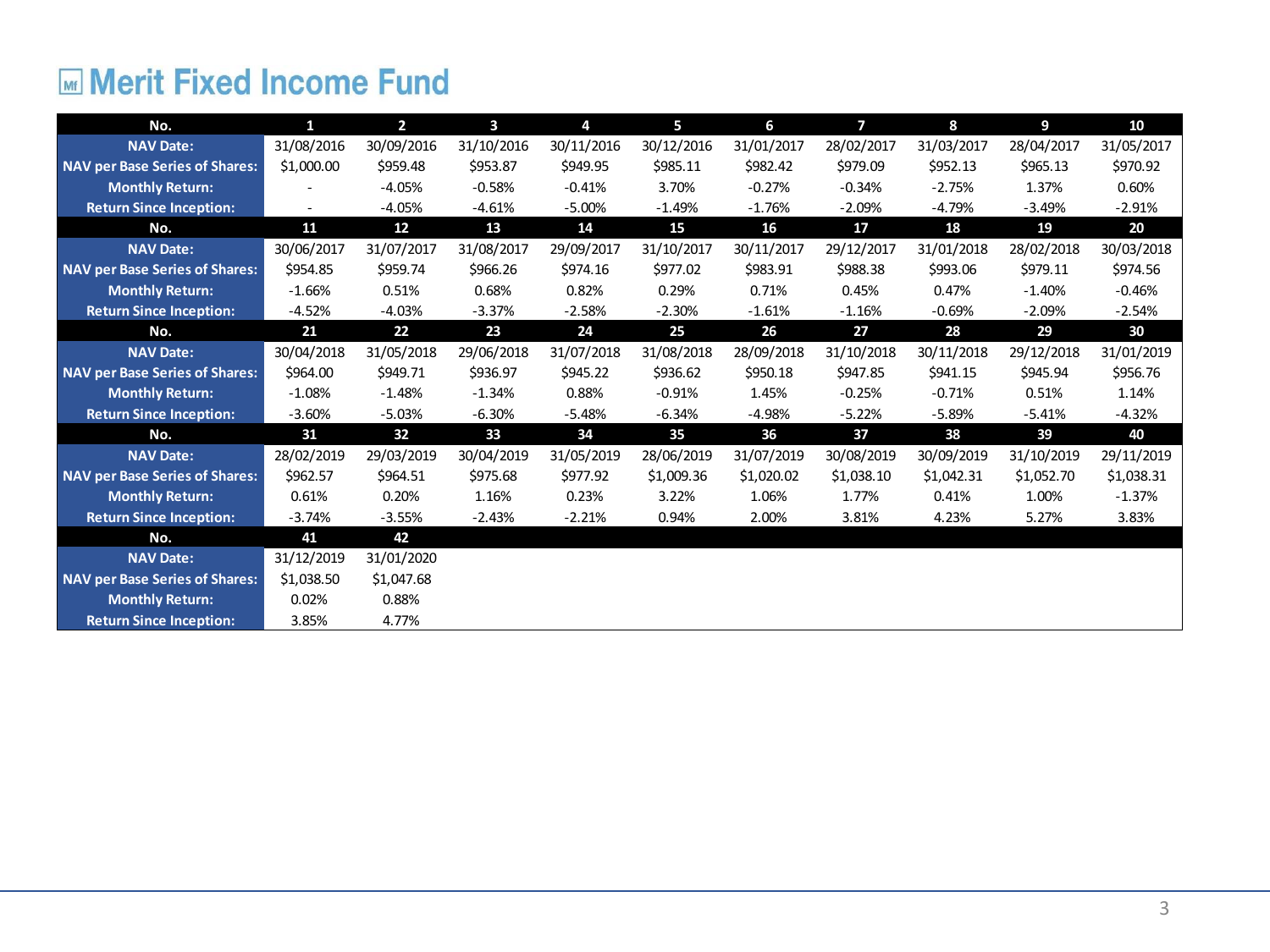# Merit Fixed Income Fund

| No. | 1 | 2 | 3 | 4 | 5 | 6 | 7 | 8 | 9 | 10 |
|---|---|---|---|---|---|---|---|---|---|---|
| NAV Date: | 31/08/2016 | 30/09/2016 | 31/10/2016 | 30/11/2016 | 30/12/2016 | 31/01/2017 | 28/02/2017 | 31/03/2017 | 28/04/2017 | 31/05/2017 |
| NAV per Base Series of Shares: | $1,000.00 | $959.48 | $953.87 | $949.95 | $985.11 | $982.42 | $979.09 | $952.13 | $965.13 | $970.92 |
| Monthly Return: | - | -4.05% | -0.58% | -0.41% | 3.70% | -0.27% | -0.34% | -2.75% | 1.37% | 0.60% |
| Return Since Inception: | - | -4.05% | -4.61% | -5.00% | -1.49% | -1.76% | -2.09% | -4.79% | -3.49% | -2.91% |
| **No.** | **11** | **12** | **13** | **14** | **15** | **16** | **17** | **18** | **19** | **20** |
| NAV Date: | 30/06/2017 | 31/07/2017 | 31/08/2017 | 29/09/2017 | 31/10/2017 | 30/11/2017 | 29/12/2017 | 31/01/2018 | 28/02/2018 | 30/03/2018 |
| NAV per Base Series of Shares: | $954.85 | $959.74 | $966.26 | $974.16 | $977.02 | $983.91 | $988.38 | $993.06 | $979.11 | $974.56 |
| Monthly Return: | -1.66% | 0.51% | 0.68% | 0.82% | 0.29% | 0.71% | 0.45% | 0.47% | -1.40% | -0.46% |
| Return Since Inception: | -4.52% | -4.03% | -3.37% | -2.58% | -2.30% | -1.61% | -1.16% | -0.69% | -2.09% | -2.54% |
| **No.** | **21** | **22** | **23** | **24** | **25** | **26** | **27** | **28** | **29** | **30** |
| NAV Date: | 30/04/2018 | 31/05/2018 | 29/06/2018 | 31/07/2018 | 31/08/2018 | 28/09/2018 | 31/10/2018 | 30/11/2018 | 29/12/2018 | 31/01/2019 |
| NAV per Base Series of Shares: | $964.00 | $949.71 | $936.97 | $945.22 | $936.62 | $950.18 | $947.85 | $941.15 | $945.94 | $956.76 |
| Monthly Return: | -1.08% | -1.48% | -1.34% | 0.88% | -0.91% | 1.45% | -0.25% | -0.71% | 0.51% | 1.14% |
| Return Since Inception: | -3.60% | -5.03% | -6.30% | -5.48% | -6.34% | -4.98% | -5.22% | -5.89% | -5.41% | -4.32% |
| **No.** | **31** | **32** | **33** | **34** | **35** | **36** | **37** | **38** | **39** | **40** |
| NAV Date: | 28/02/2019 | 29/03/2019 | 30/04/2019 | 31/05/2019 | 28/06/2019 | 31/07/2019 | 30/08/2019 | 30/09/2019 | 31/10/2019 | 29/11/2019 |
| NAV per Base Series of Shares: | $962.57 | $964.51 | $975.68 | $977.92 | $1,009.36 | $1,020.02 | $1,038.10 | $1,042.31 | $1,052.70 | $1,038.31 |
| Monthly Return: | 0.61% | 0.20% | 1.16% | 0.23% | 3.22% | 1.06% | 1.77% | 0.41% | 1.00% | -1.37% |
| Return Since Inception: | -3.74% | -3.55% | -2.43% | -2.21% | 0.94% | 2.00% | 3.81% | 4.23% | 5.27% | 3.83% |
| **No.** | **41** | **42** | | | | | | | | |
| NAV Date: | 31/12/2019 | 31/01/2020 | | | | | | | | |
| NAV per Base Series of Shares: | $1,038.50 | $1,047.68 | | | | | | | | |
| Monthly Return: | 0.02% | 0.88% | | | | | | | | |
| Return Since Inception: | 3.85% | 4.77% | | | | | | | | |